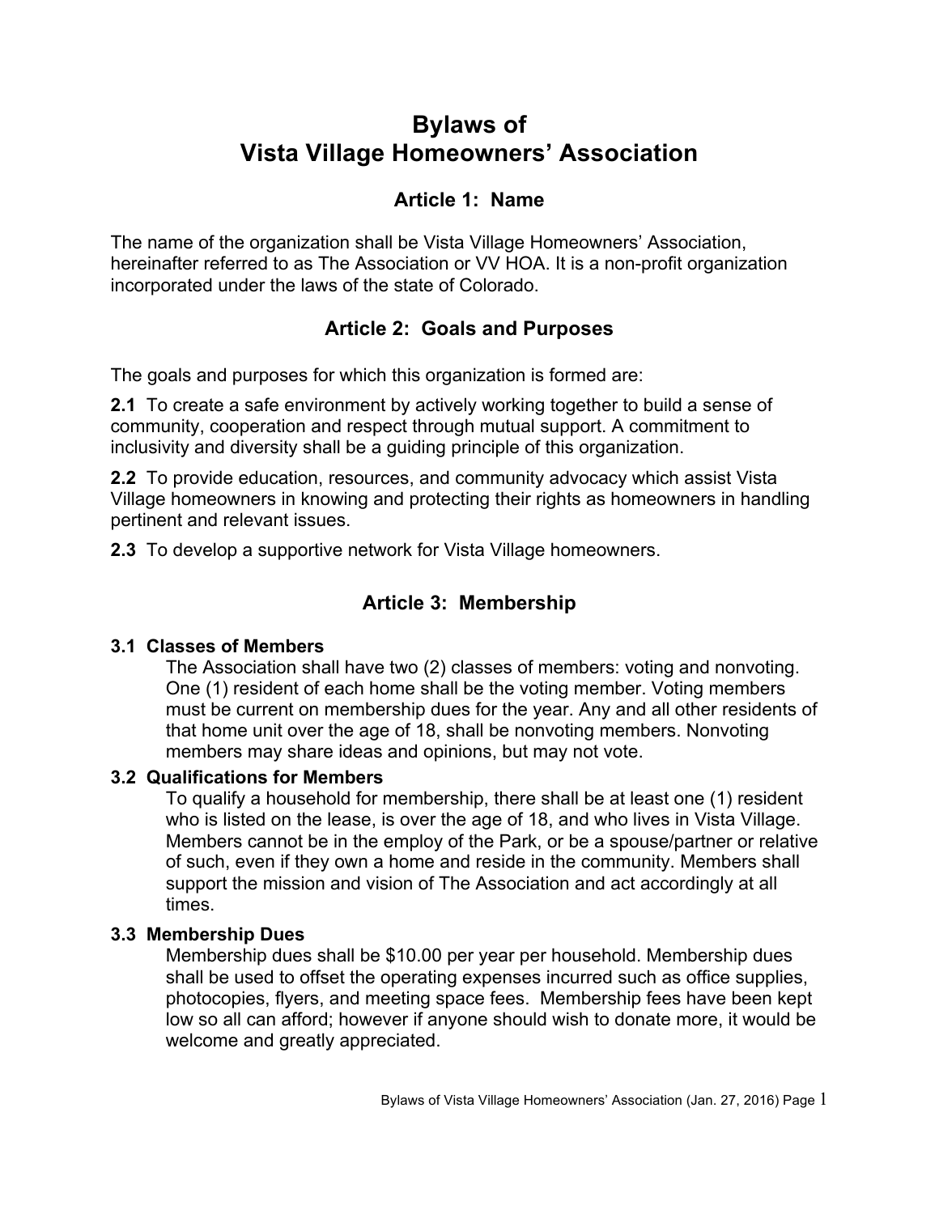# Bylaws of Vista Village Homeowners' Association

## Article 1: Name

The name of the organization shall be Vista Village Homeowners' Association, hereinafter referred to as The Association or VV HOA. It is a non-profit organization incorporated under the laws of the state of Colorado.

## Article 2: Goals and Purposes

The goals and purposes for which this organization is formed are:

**2.1** To create a safe environment by actively working together to build a sense of community, cooperation and respect through mutual support. A commitment to inclusivity and diversity shall be a guiding principle of this organization.

**2.2** To provide education, resources, and community advocacy which assist Vista Village homeowners in knowing and protecting their rights as homeowners in handling pertinent and relevant issues.

**2.3** To develop a supportive network for Vista Village homeowners.

## Article 3: Membership

### 3.1 Classes of Members

The Association shall have two (2) classes of members: voting and nonvoting. One (1) resident of each home shall be the voting member. Voting members must be current on membership dues for the year. Any and all other residents of that home unit over the age of 18, shall be nonvoting members. Nonvoting members may share ideas and opinions, but may not vote.

### 3.2 Qualifications for Members

To qualify a household for membership, there shall be at least one (1) resident who is listed on the lease, is over the age of 18, and who lives in Vista Village. Members cannot be in the employ of the Park, or be a spouse/partner or relative of such, even if they own a home and reside in the community. Members shall support the mission and vision of The Association and act accordingly at all times.

### 3.3 Membership Dues

Membership dues shall be $10.00 per year per household. Membership dues shall be used to offset the operating expenses incurred such as office supplies, photocopies, flyers, and meeting space fees. Membership fees have been kept low so all can afford; however if anyone should wish to donate more, it would be welcome and greatly appreciated.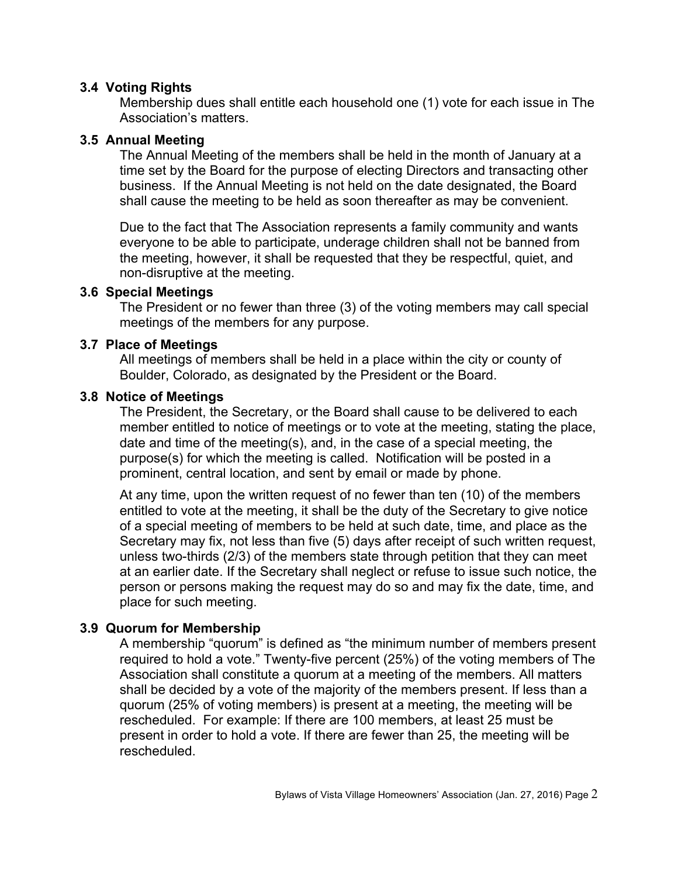### 3.4 Voting Rights

Membership dues shall entitle each household one (1) vote for each issue in The Association's matters.

### 3.5 Annual Meeting

The Annual Meeting of the members shall be held in the month of January at a time set by the Board for the purpose of electing Directors and transacting other business. If the Annual Meeting is not held on the date designated, the Board shall cause the meeting to be held as soon thereafter as may be convenient.

Due to the fact that The Association represents a family community and wants everyone to be able to participate, underage children shall not be banned from the meeting, however, it shall be requested that they be respectful, quiet, and non-disruptive at the meeting.

### 3.6 Special Meetings

The President or no fewer than three (3) of the voting members may call special meetings of the members for any purpose.

### 3.7 Place of Meetings

All meetings of members shall be held in a place within the city or county of Boulder, Colorado, as designated by the President or the Board.

### 3.8 Notice of Meetings

The President, the Secretary, or the Board shall cause to be delivered to each member entitled to notice of meetings or to vote at the meeting, stating the place, date and time of the meeting(s), and, in the case of a special meeting, the purpose(s) for which the meeting is called. Notification will be posted in a prominent, central location, and sent by email or made by phone.

At any time, upon the written request of no fewer than ten (10) of the members entitled to vote at the meeting, it shall be the duty of the Secretary to give notice of a special meeting of members to be held at such date, time, and place as the Secretary may fix, not less than five (5) days after receipt of such written request, unless two-thirds (2/3) of the members state through petition that they can meet at an earlier date. If the Secretary shall neglect or refuse to issue such notice, the person or persons making the request may do so and may fix the date, time, and place for such meeting.

### 3.9 Quorum for Membership

A membership "quorum" is defined as "the minimum number of members present required to hold a vote." Twenty-five percent (25%) of the voting members of The Association shall constitute a quorum at a meeting of the members. All matters shall be decided by a vote of the majority of the members present. If less than a quorum (25% of voting members) is present at a meeting, the meeting will be rescheduled. For example: If there are 100 members, at least 25 must be present in order to hold a vote. If there are fewer than 25, the meeting will be rescheduled.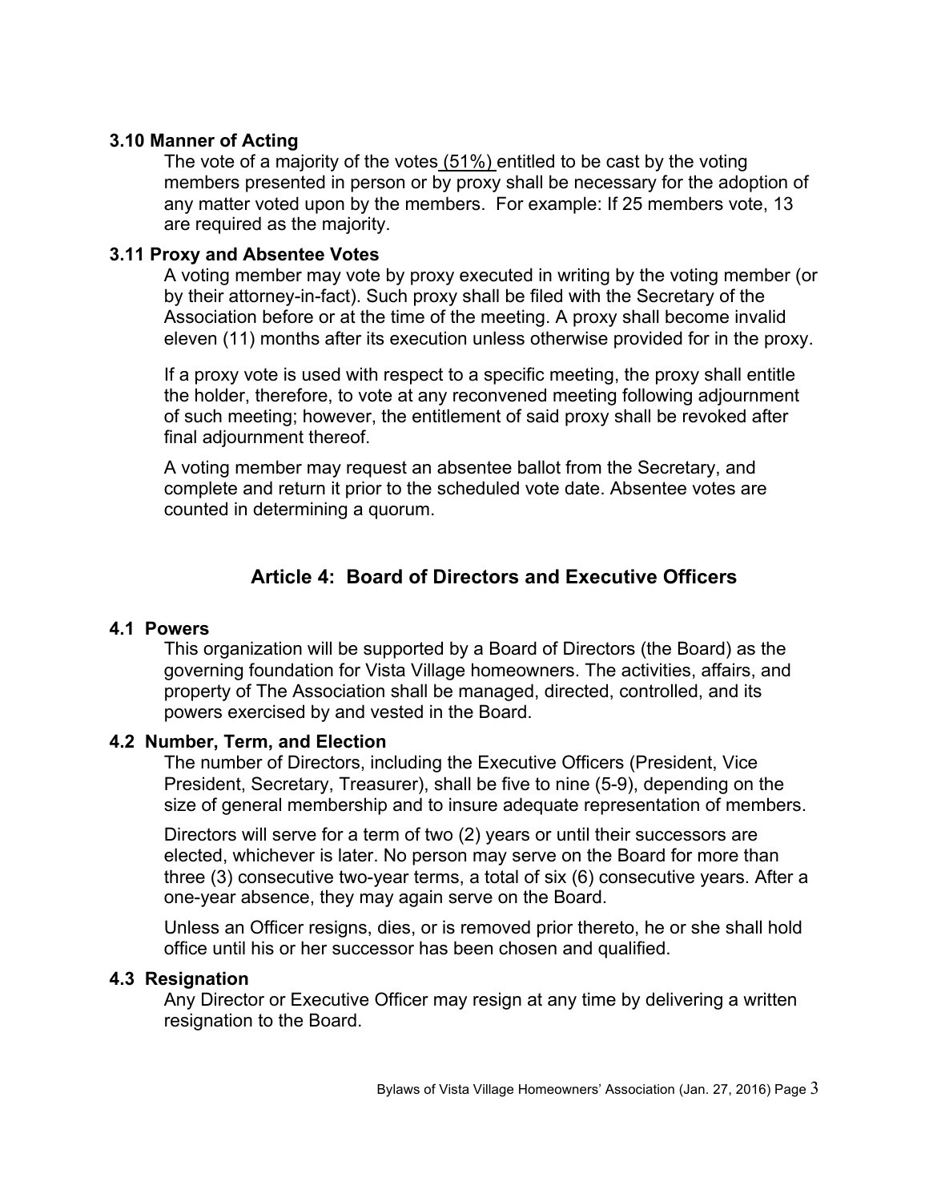### 3.10 Manner of Acting

The vote of a majority of the votes (51%) entitled to be cast by the voting members presented in person or by proxy shall be necessary for the adoption of any matter voted upon by the members. For example: If 25 members vote, 13 are required as the majority.

### 3.11 Proxy and Absentee Votes

A voting member may vote by proxy executed in writing by the voting member (or by their attorney-in-fact). Such proxy shall be filed with the Secretary of the Association before or at the time of the meeting. A proxy shall become invalid eleven (11) months after its execution unless otherwise provided for in the proxy.

If a proxy vote is used with respect to a specific meeting, the proxy shall entitle the holder, therefore, to vote at any reconvened meeting following adjournment of such meeting; however, the entitlement of said proxy shall be revoked after final adjournment thereof.

A voting member may request an absentee ballot from the Secretary, and complete and return it prior to the scheduled vote date. Absentee votes are counted in determining a quorum.

## Article 4: Board of Directors and Executive Officers

### 4.1 Powers

This organization will be supported by a Board of Directors (the Board) as the governing foundation for Vista Village homeowners. The activities, affairs, and property of The Association shall be managed, directed, controlled, and its powers exercised by and vested in the Board.

### 4.2 Number, Term, and Election

The number of Directors, including the Executive Officers (President, Vice President, Secretary, Treasurer), shall be five to nine (5-9), depending on the size of general membership and to insure adequate representation of members.

Directors will serve for a term of two (2) years or until their successors are elected, whichever is later. No person may serve on the Board for more than three (3) consecutive two-year terms, a total of six (6) consecutive years. After a one-year absence, they may again serve on the Board.

Unless an Officer resigns, dies, or is removed prior thereto, he or she shall hold office until his or her successor has been chosen and qualified.

### 4.3 Resignation

Any Director or Executive Officer may resign at any time by delivering a written resignation to the Board.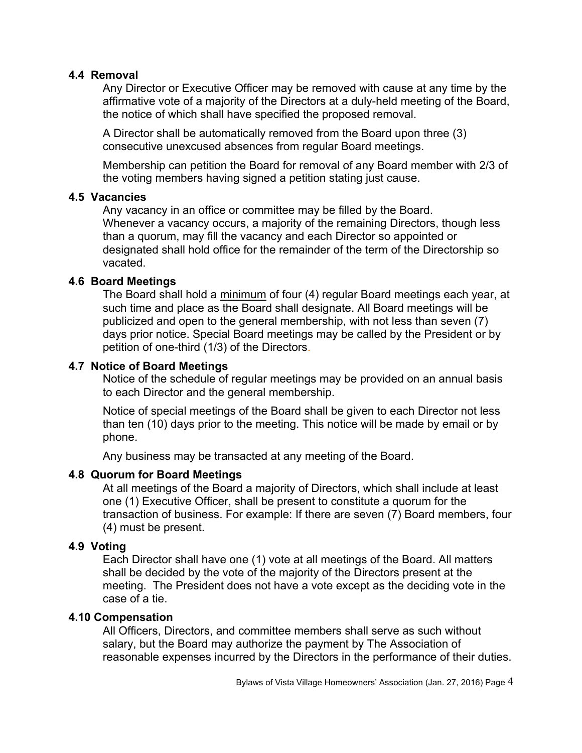### 4.4 Removal

Any Director or Executive Officer may be removed with cause at any time by the affirmative vote of a majority of the Directors at a duly-held meeting of the Board, the notice of which shall have specified the proposed removal.

A Director shall be automatically removed from the Board upon three (3) consecutive unexcused absences from regular Board meetings.

Membership can petition the Board for removal of any Board member with 2/3 of the voting members having signed a petition stating just cause.

### 4.5 Vacancies

Any vacancy in an office or committee may be filled by the Board. Whenever a vacancy occurs, a majority of the remaining Directors, though less than a quorum, may fill the vacancy and each Director so appointed or designated shall hold office for the remainder of the term of the Directorship so vacated.

### 4.6 Board Meetings

The Board shall hold a <u>minimum</u> of four (4) regular Board meetings each year, at such time and place as the Board shall designate. All Board meetings will be publicized and open to the general membership, with not less than seven (7) days prior notice. Special Board meetings may be called by the President or by petition of one-third (1/3) of the Directors.

### 4.7 Notice of Board Meetings

Notice of the schedule of regular meetings may be provided on an annual basis to each Director and the general membership.

Notice of special meetings of the Board shall be given to each Director not less than ten (10) days prior to the meeting. This notice will be made by email or by phone.

Any business may be transacted at any meeting of the Board.

### 4.8 Quorum for Board Meetings

At all meetings of the Board a majority of Directors, which shall include at least one (1) Executive Officer, shall be present to constitute a quorum for the transaction of business. For example: If there are seven (7) Board members, four (4) must be present.

### 4.9 Voting

Each Director shall have one (1) vote at all meetings of the Board. All matters shall be decided by the vote of the majority of the Directors present at the meeting. The President does not have a vote except as the deciding vote in the case of a tie.

### 4.10 Compensation

All Officers, Directors, and committee members shall serve as such without salary, but the Board may authorize the payment by The Association of reasonable expenses incurred by the Directors in the performance of their duties.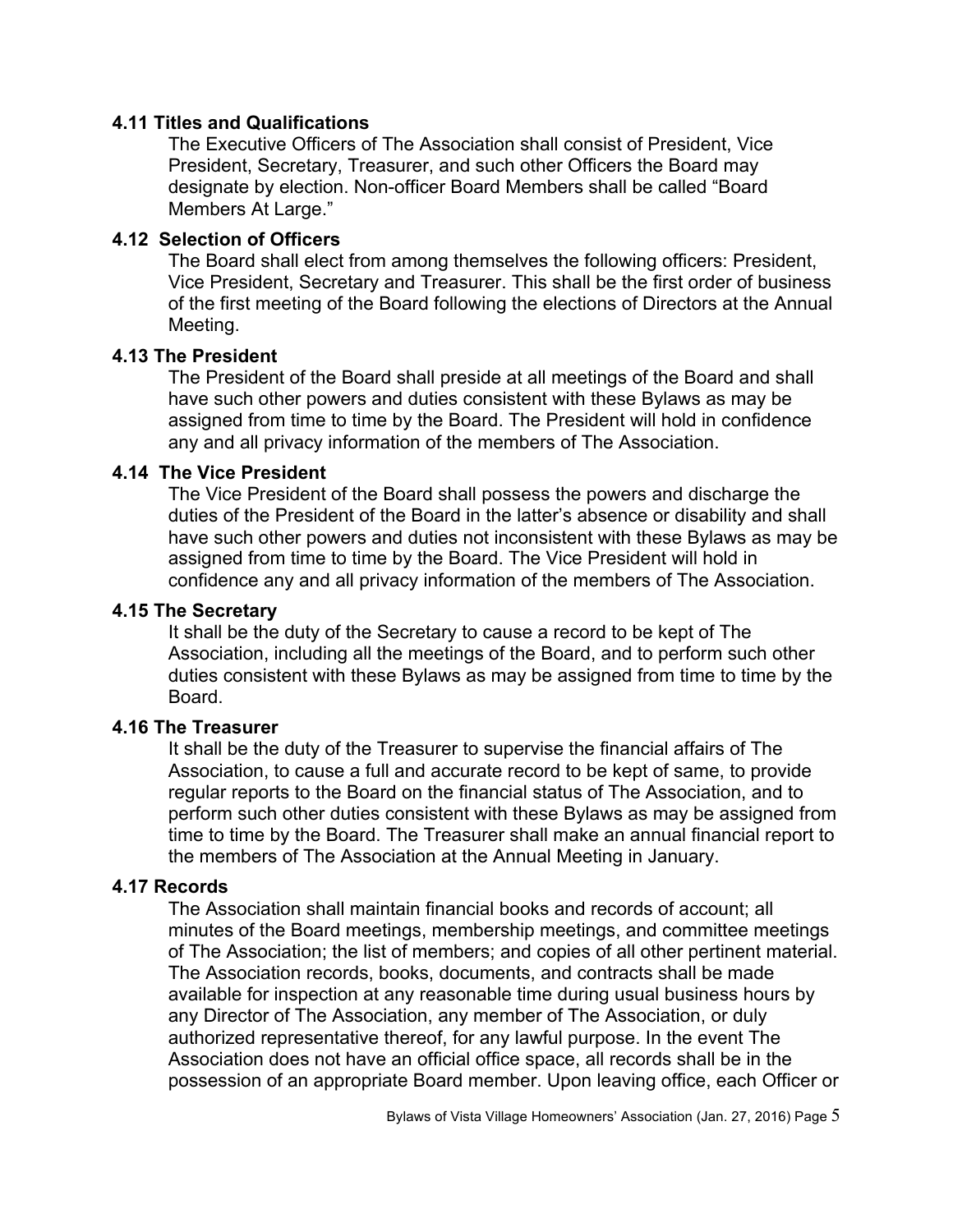### 4.11 Titles and Qualifications

The Executive Officers of The Association shall consist of President, Vice President, Secretary, Treasurer, and such other Officers the Board may designate by election. Non-officer Board Members shall be called "Board Members At Large."

### 4.12 Selection of Officers

The Board shall elect from among themselves the following officers: President, Vice President, Secretary and Treasurer. This shall be the first order of business of the first meeting of the Board following the elections of Directors at the Annual Meeting.

### 4.13 The President

The President of the Board shall preside at all meetings of the Board and shall have such other powers and duties consistent with these Bylaws as may be assigned from time to time by the Board. The President will hold in confidence any and all privacy information of the members of The Association.

### 4.14 The Vice President

The Vice President of the Board shall possess the powers and discharge the duties of the President of the Board in the latter's absence or disability and shall have such other powers and duties not inconsistent with these Bylaws as may be assigned from time to time by the Board. The Vice President will hold in confidence any and all privacy information of the members of The Association.

### 4.15 The Secretary

It shall be the duty of the Secretary to cause a record to be kept of The Association, including all the meetings of the Board, and to perform such other duties consistent with these Bylaws as may be assigned from time to time by the Board.

### 4.16 The Treasurer

It shall be the duty of the Treasurer to supervise the financial affairs of The Association, to cause a full and accurate record to be kept of same, to provide regular reports to the Board on the financial status of The Association, and to perform such other duties consistent with these Bylaws as may be assigned from time to time by the Board. The Treasurer shall make an annual financial report to the members of The Association at the Annual Meeting in January.

### 4.17 Records

The Association shall maintain financial books and records of account; all minutes of the Board meetings, membership meetings, and committee meetings of The Association; the list of members; and copies of all other pertinent material. The Association records, books, documents, and contracts shall be made available for inspection at any reasonable time during usual business hours by any Director of The Association, any member of The Association, or duly authorized representative thereof, for any lawful purpose. In the event The Association does not have an official office space, all records shall be in the possession of an appropriate Board member. Upon leaving office, each Officer or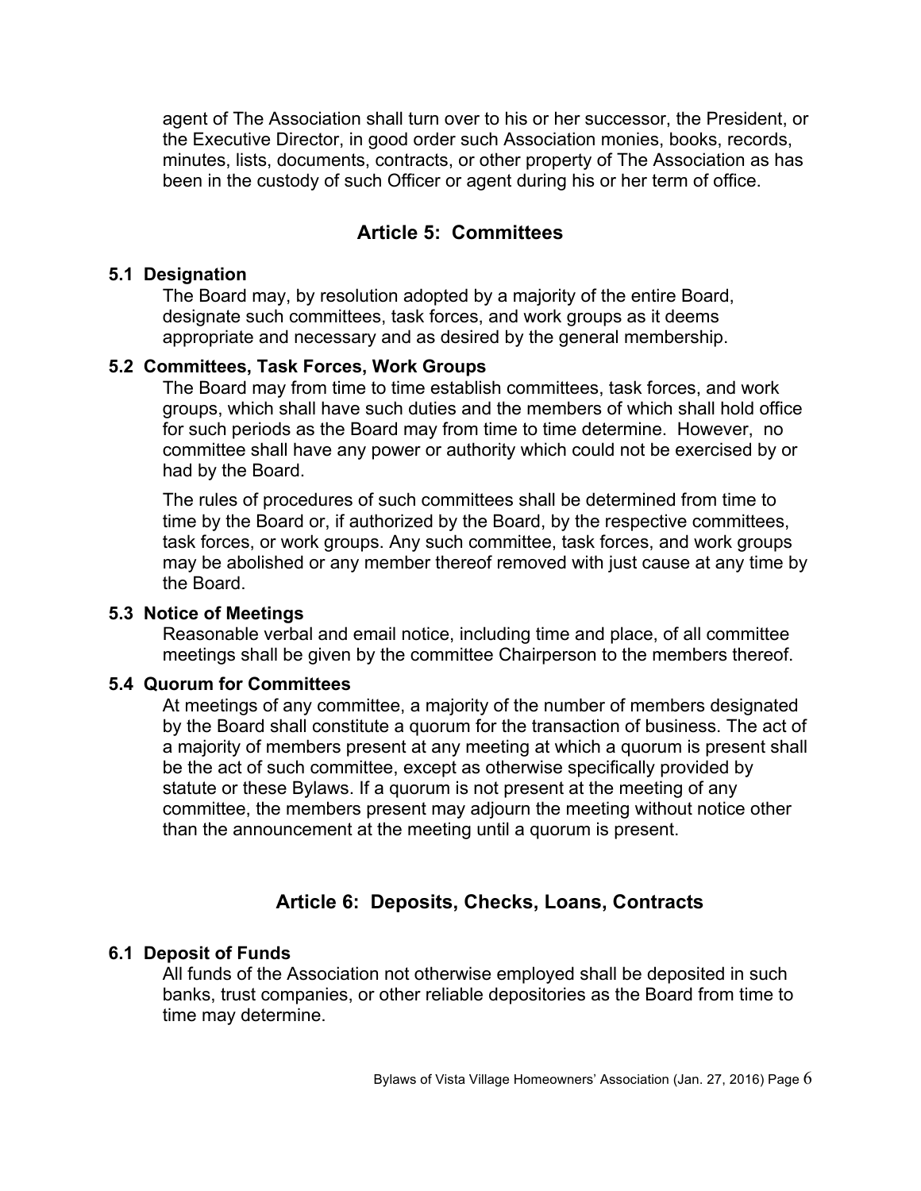agent of The Association shall turn over to his or her successor, the President, or the Executive Director, in good order such Association monies, books, records, minutes, lists, documents, contracts, or other property of The Association as has been in the custody of such Officer or agent during his or her term of office.

## Article 5: Committees

### 5.1 Designation

The Board may, by resolution adopted by a majority of the entire Board, designate such committees, task forces, and work groups as it deems appropriate and necessary and as desired by the general membership.

### 5.2 Committees, Task Forces, Work Groups

The Board may from time to time establish committees, task forces, and work groups, which shall have such duties and the members of which shall hold office for such periods as the Board may from time to time determine. However, no committee shall have any power or authority which could not be exercised by or had by the Board.

The rules of procedures of such committees shall be determined from time to time by the Board or, if authorized by the Board, by the respective committees, task forces, or work groups. Any such committee, task forces, and work groups may be abolished or any member thereof removed with just cause at any time by the Board.

### 5.3 Notice of Meetings

Reasonable verbal and email notice, including time and place, of all committee meetings shall be given by the committee Chairperson to the members thereof.

### 5.4 Quorum for Committees

At meetings of any committee, a majority of the number of members designated by the Board shall constitute a quorum for the transaction of business. The act of a majority of members present at any meeting at which a quorum is present shall be the act of such committee, except as otherwise specifically provided by statute or these Bylaws. If a quorum is not present at the meeting of any committee, the members present may adjourn the meeting without notice other than the announcement at the meeting until a quorum is present.

## Article 6: Deposits, Checks, Loans, Contracts

### 6.1 Deposit of Funds

All funds of the Association not otherwise employed shall be deposited in such banks, trust companies, or other reliable depositories as the Board from time to time may determine.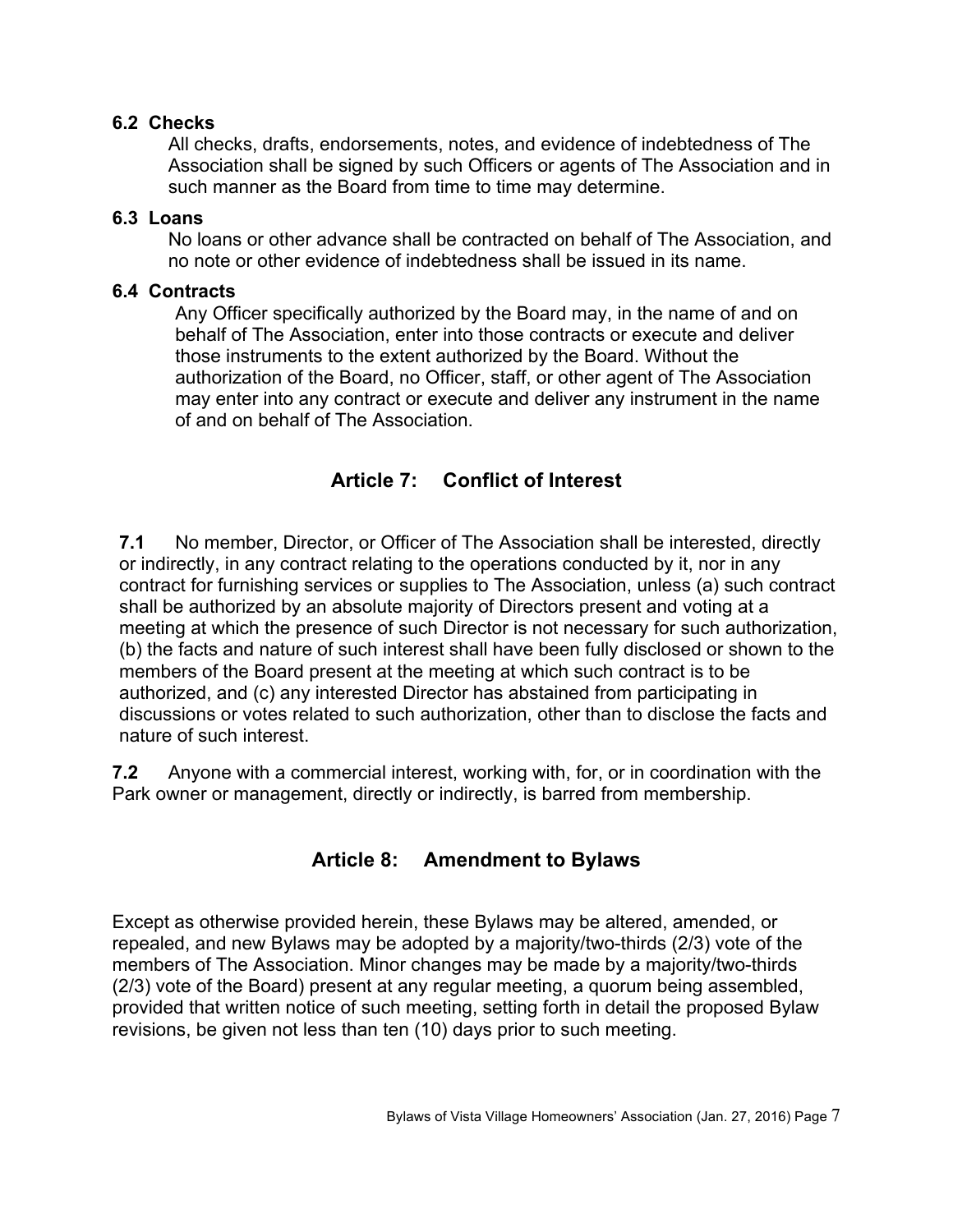### 6.2 Checks

All checks, drafts, endorsements, notes, and evidence of indebtedness of The Association shall be signed by such Officers or agents of The Association and in such manner as the Board from time to time may determine.

### 6.3 Loans

No loans or other advance shall be contracted on behalf of The Association, and no note or other evidence of indebtedness shall be issued in its name.

### 6.4 Contracts

Any Officer specifically authorized by the Board may, in the name of and on behalf of The Association, enter into those contracts or execute and deliver those instruments to the extent authorized by the Board. Without the authorization of the Board, no Officer, staff, or other agent of The Association may enter into any contract or execute and deliver any instrument in the name of and on behalf of The Association.

## Article 7: Conflict of Interest

**7.1** No member, Director, or Officer of The Association shall be interested, directly or indirectly, in any contract relating to the operations conducted by it, nor in any contract for furnishing services or supplies to The Association, unless (a) such contract shall be authorized by an absolute majority of Directors present and voting at a meeting at which the presence of such Director is not necessary for such authorization, (b) the facts and nature of such interest shall have been fully disclosed or shown to the members of the Board present at the meeting at which such contract is to be authorized, and (c) any interested Director has abstained from participating in discussions or votes related to such authorization, other than to disclose the facts and nature of such interest.

**7.2** Anyone with a commercial interest, working with, for, or in coordination with the Park owner or management, directly or indirectly, is barred from membership.

## Article 8: Amendment to Bylaws

Except as otherwise provided herein, these Bylaws may be altered, amended, or repealed, and new Bylaws may be adopted by a majority/two-thirds (2/3) vote of the members of The Association. Minor changes may be made by a majority/two-thirds (2/3) vote of the Board) present at any regular meeting, a quorum being assembled, provided that written notice of such meeting, setting forth in detail the proposed Bylaw revisions, be given not less than ten (10) days prior to such meeting.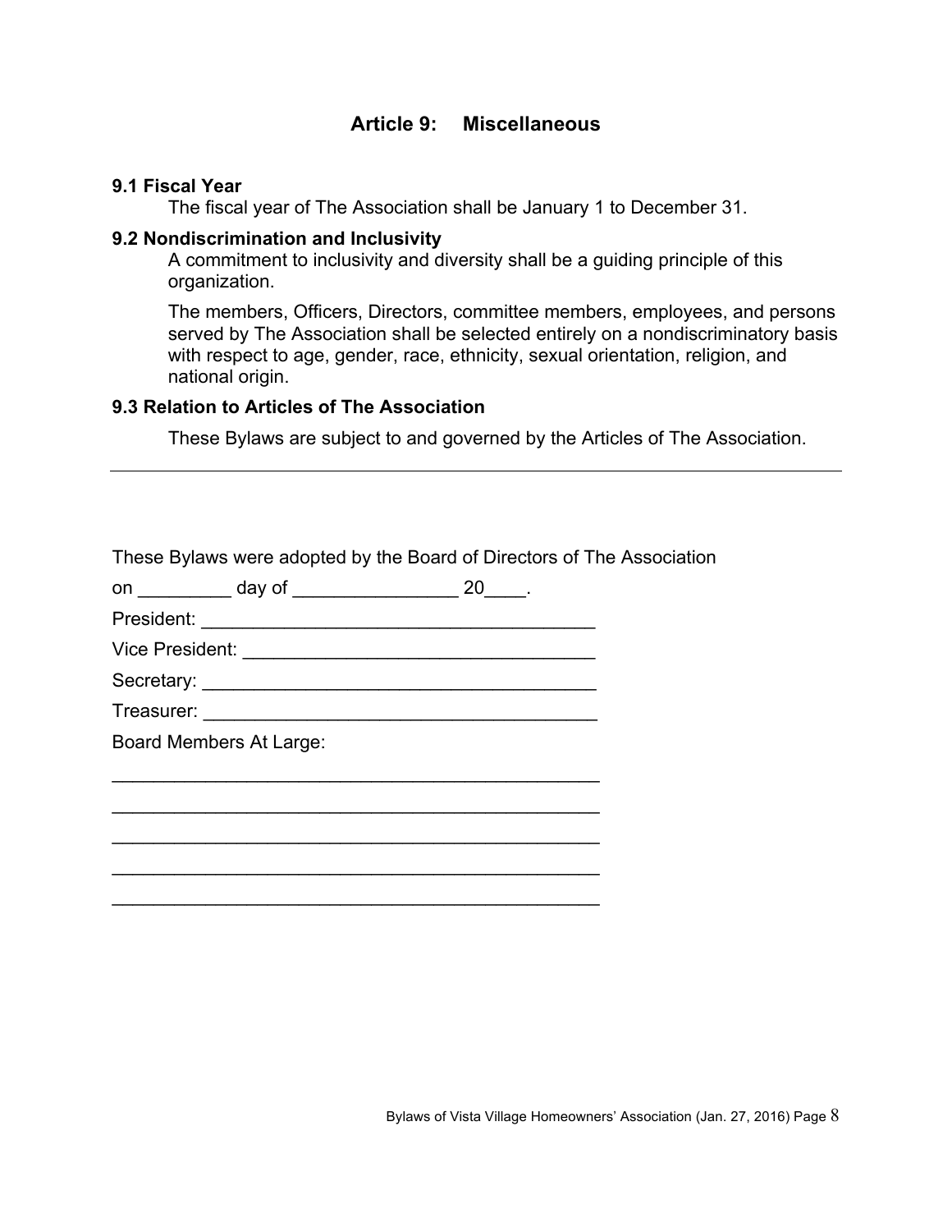## Article 9: Miscellaneous

**9.1 Fiscal Year**

The fiscal year of The Association shall be January 1 to December 31.

**9.2 Nondiscrimination and Inclusivity**

A commitment to inclusivity and diversity shall be a guiding principle of this organization.

The members, Officers, Directors, committee members, employees, and persons served by The Association shall be selected entirely on a nondiscriminatory basis with respect to age, gender, race, ethnicity, sexual orientation, religion, and national origin.

**9.3 Relation to Articles of The Association**

These Bylaws are subject to and governed by the Articles of The Association.

---

These Bylaws were adopted by the Board of Directors of The Association

on _________ day of ________________ 20____.

President: ______________________________________

Vice President: __________________________________

Secretary: ______________________________________

Treasurer: ______________________________________

Board Members At Large:

_______________________________________________

_______________________________________________

_______________________________________________

_______________________________________________

_______________________________________________